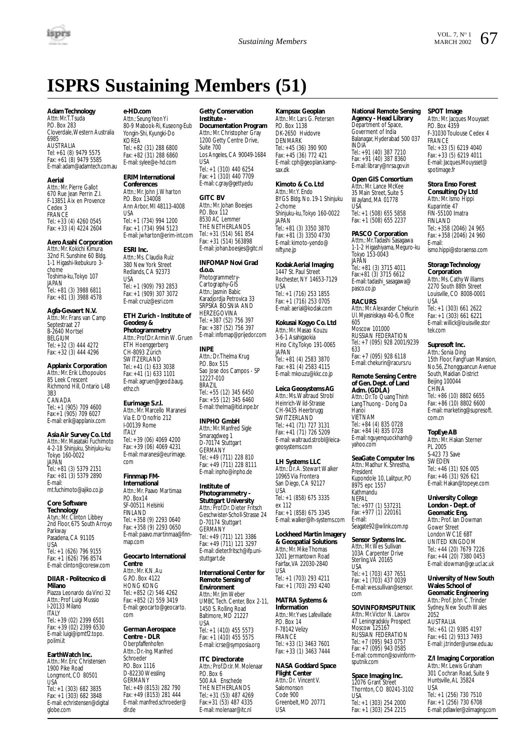# ISPRS Sustaining Members (51)

**Adam Technology**
Attn: Mr.T.Tsuda
P.O. Box 283
Cloverdale, Western Australia 6985
AUSTRALIA
Tel: +61 (8) 9479 5575
Fax: +61 (8) 9479 5585
E-mail: adam@adamtech.com.au

**Aerial**
Attn.: Mr. Pierre Gallot
670 Rue Jean Perrin Z.I.
F-13851 Aix en Provence Cedex 3
FRANCE
Tel.: +33 (4) 4260 0545
Fax: +33 (4) 4224 2604

**Aero Asahi Corporation**
Attn.: Mr. Kokichi Kimura
32nd Fl. Sunshine 60 Bldg.
1-1 Higashi-Ikebukuro 3-chome
Toshima-ku, Tokyo 107
JAPAN
Tel.: +81 (3) 3988 6811
Fax: +81 (3) 3988 4578

**Agfa-Gevaert N.V.**
Attn.: Mr. Frans van Camp
Septestraat 27
B-2640 Mortsel
BELGIUM
Tel.: +32 (3) 444 4272
Fax: +32 (3) 444 4296

**Applanix Corporation**
Attn.: Mr. Erik Lithopoulos
85 Leek Crescent
Richmond Hill, Ontario L4B 3B3
CANADA
Tel.: +1 (905) 709 4600
Fax:+1 (905) 709 6027
E-mail: erik@applanix.com

**Asia Air Survey Co. Ltd**
Attn.: Mr. Masataki Fuchimoto
4-2-18 Shinjuku, Shinjuku-ku
Tokyo 160-0022
JAPAN
Tel.: +81 (3) 5379 2151
Fax: +81 (3) 5379 2890
E-mail: mt.fuchimoto@ajiko.co.jp

**Core Software Technology**
Atyn.: Mr. Clinton Libbey
2nd Floor, 675 South Arroyo Parkway
Pasadena, CA 91105
USA
Tel.: +1 (626) 796 9155
Fax: +1 (626) 796 8574
E-mail: clinton@coresw.com

**DIIAR - Politecnico di Milano**
Piazza Leonardo da Vinci 32
Attn.: Prof Luigi Mussio
I-20133 Milano
ITALY
Tel.: +39 (02) 2399 6501
Fax: +39 (02) 2399 6530
E-mail: luigi@ipmtf2.topo.polimi.it

**EarthWatch Inc.**
Attn.: Mr. Eric Christensen
1900 Pike Road
Longmont, CO 80501
USA
Tel.: +1 (303) 682 3835
Fax: +1 (303) 682 3848
E-mail: echristensen@digitalglobe.com

**e-HD.com**
Attn.: Seung Yeon Yi
80-9 Mabook-Ri, Kuseong-Eub
Yongin-Shi, Kyungki-Do
KOREA
Tel.: +82 (31) 288 6800
Fax: +82 (31) 288 6860
E-mail: sylee@e-hd.com

**ERIM International Conferences**
Attn.: Mr. John J. Wharton
P.O. Box 134008
Ann Arbor, MI 48113-4008
USA
Tel.: +1 (734) 994 1200
Fax: +1 (734) 994 5123
E-mail: jwharton@erim-int.com

**ESRI Inc.**
Attn.: Ms. Claudia Ruiz
380 New York Street
Redlands, CA 92373
USA
Tel.: +1 (909) 793 2853
Fax: +1 (909) 307 3072
E-mail: cruiz@esri.com

**ETH Zurich - Institute of Geodesy & Photogrammetry**
Attn.: Prof.Dr. Armin W. Gruen
ETH Hoenggerberg
CH-8093 Zürich
SWITZERLAND
Tel.: +41 (1) 633 3038
Fax: +41 (1) 633 1101
E-mail: agruen@geod.baug.ethz.ch

**Eurimage S.r.l.**
Attn.: Mr. Marcello Maranesi
Via E. D'Onofrio 212
I-00139 Rome
ITALY
Tel.: +39 (06) 4069 4200
Fax: +39 (06) 4069 4231
E-mail: maranesi@eurimage.com

**Finnmap FM-International**
Attn.: Mr. Paavo Martimaa
P.O. Box14
SF-00511 Helsinki
FINLAND
Tel.: +358 (9) 2293 0640
Fax: +358 (9) 2293 0650
E-mail: paavo.martinmaa@finnmap.com

**Geocarto International Centre**
Attn.: Mr. K.N. Au
G.P.O. Box 4122
HONG KONG
Tel.: +852 (2) 546 4262
Fax: +852 (2) 559 3419
E-mail: geocarto@geocarto.com

**German Aerospace Centre - DLR**
Oberpfaffenhofen
Attn.: Dr.-Ing. Manfred Schroeder
P.O. Box 1116
D-82230 Wessling
GERMANY
Tel.: +49 (8153) 282 790
Fax: +49 (8153) 281 444
E-mail: manfred.schroeder@dlr.de

**Getty Conservation Institute - Documentation Program**
Attn.: Mr. Christopher Gray
1200 Getty Centre Drive, Suite 700
Los Angeles, CA 90049-1684
USA
Tel.: +1 (310) 440 6254
Fax: +1 (310) 440 7709
E-mail: c.gray@getty.edu

**GITC BV**
Attn.: Mr. Johan Boesjes
P.O. Box 112
8530 AC Lemmer
THE NETHERLANDS
Tel.: +31 (514) 561 854
Fax: +31 (514) 563898
E-mail: johan.boesjes@gitc.nl

**INFOMAP Novi Grad d.o.o.**
Photogrammetry-Cartography-GIS
Attn.: Jasmin Babic
Karadjordja Petrovica 33
SRPSKA BOSNIA AND HERZEGOVINA
Tel.: +387 (52) 756 397
Fax: +387 (52) 756 397
E-mail: infomap@prijedor.com

**INPE**
Attn.: Dr.Thelma Krug
P.O. Box 515
Sao Jose dos Campos - SP 12227-010
BRAZIL
Tel.: +55 (12) 345 6450
Fax: +55 (12) 345 6460
E-mail: thelma@ltid.inpe.br

**INPHO GmbH**
Attn.: Mr. Manfred Sigle
Smaragdweg 1
D-70174 Stuttgart
GERMANY
Tel.: +49 (711) 228 810
Fax: +49 (711) 228 8111
E-mail: inpho@inpho.de

**Institute of Photogrammetry - Stuttgart University**
Attn.: Prof.Dr. Dieter Fritsch
Geschwister-Scholl-Strasse 24
D-70174 Stuttgart
GERMANY
Tel.: +49 (711) 121 3386
Fax: +49 (711) 121 3297
E-mail: dieter.fritsch@ifp.uni-stuttgart.de

**International Center for Remote Sensing of Environment**
Attn.: Mr. Jim Weber
UMBC Tech. Center, Box 2-11, 1450 S. Rolling Road
Baltimore, MD 21227
USA
Tel.: +1 (410) 455 5573
Fax: +1 (410) 455 5575
E-mail: icrse@symposia.org

**ITC Directorate**
Attn.: Prof.Dr.Ir. M. Molenaar
P.O. Box 6
500 AA Enschede
THE NETHERLANDS
Tel.: +31 (53) 487 4269
Fax:+31 (53) 487 4335
E-mail: molenaar@itc.nl

**Kampsax Geoplan**
Attn.: Mr. Lars G. Petersen
P.O. Box 1138
DK-2650 Hvidovre
DENMARK
Tel.: +45 (36) 390 900
Fax: +45 (36) 772 421
E-mail: cph@geoplan.kampsax.dk

**Kimoto & Co. Ltd**
Attn.: Mr. Y. Endo
BYGS Bldg. No. 19-1 Shinjuku 2-chome
Shinjuku-ku, Tokyo 160-0022
JAPAN
Tel.: +81 (3) 3350 3870
Fax: +81 (3) 3350 4730
E-mail: kimoto-y.endo@nifty.ne.jp

**Kodak Aerial Imaging**
1447 St. Paul Street
Rochester, NY 14653-7129
USA
Tel.: +1 (716) 253 1855
Fax: +1 (716) 253 0705
E-mail: aerial@kodak.com

**Kokusai Kogyo Co. Ltd**
Attn.: Mr. Masao Kouzu
3-6-1 Asahigaokia
Hino City, Tokyo 191-0065
JAPAN
Tel.: +81 (4) 2583 3870
Fax: +81 (4) 2583 4115
E-mail: mkouzu@kkc.co.jp

**Leica Geosystems AG**
Attn.: Ms. Waltraud Strobl
Heinrich-Wild-Strasse
CH-9435 Heerbrugg
SWITZERLAND
Tel.: +41 (71) 727 3131
Fax: +41 (71) 726 5209
E-mail: waltraud.strobl@leica-geosystems.com

**LH Systems LLC**
Attn.: Dr. A. Stewart Walker
10965 Via Frontera
San Diego, CA 92127
USA
Tel.: +1 (858) 675 3335 ex 112
Fax: +1 (858) 675 3345
E-mail: walker@lh-systems.com

**Lockheed Martin Imagery & Geospatial Solutions**
Attn.: Mr. Mike Thomas
3201 Jermantown Road
Fairfax, VA 22030-2840
USA
Tel.: +1 (703) 293 4211
Fax: +1 (703) 293 4240

**MATRA Systems & Information**
Attn.: Mr. Yves Lafevillade
P.O. Box 14
F-78142 Velizy
FRANCE
Tel.: +33 (1) 3463 7601
Fax: +33 (1) 3463 7444

**NASA Goddard Space Flight Center**
Attn.: Dr. Vincent V. Salomonson
Code 900
Greenbelt, MD 20771
USA

**National Remote Sensing Agency - Head Library**
Department of Space, Goverment of India
Balanagar, Hyderabad 500 037
INDIA
Tel.: +91 (40) 387 7210
Fax: +91 (40) 387 8360
E-mail: library@nrsa.gov.in

**Open GIS Consortium**
Attn.: Mr. Lance McKee
35 Main Street, Suite 5
Wayland, MA 01778
USA
Tel.: +1 (508) 655 5858
Fax: +1 (508) 655 2237

**PASCO Corporation**
Attn.: Mr.Tadashi Sasagawa
1-1-2 Higashiyama, Meguro-ku
Tokyo 153-0043
JAPAN
Tel.: +81 (3) 3715 4011
Fax:+81 (3) 3715 6612
E-mail: tadashi_sasagawa@pasco.co.jp

**RACURS**
Attn.: Mr. Alexander Chekurin
Ul. Myasniskaya 40-6, Office 605
Moscow 101000
RUSSIAN FEDERATION
Tel.: +7 (095) 928 2001/9239 633
Fax: +7 (095) 928 6118
E-mail: chekurin@racurs.ru

**Remote Sensing Centre of Gen. Dept. of Land Adm. (GDLA)**
Attn.: Dr.To Quang Thinh
Lang Thuong - Dong Da
Hanoi
VIETNAM
Tel.: +84 (4) 835 0728
Fax: +84 (4) 835 0728
E-mail: nguyenquockhanh@yahoo.com

**SeaGate Computer Ins**
Attn.: Madhur K. Shrestha, President
Kupondole 10, Lalitpur, PO 8975 epc 1557
Kathmandu
NEPAL
Tel.: +977 (1) 537231
Fax: +977 (1) 220161
E-mail: Seagate92@wlink.com.np

**Sensor Systems Inc.**
Attn.: Mr. Wes Sullivan
103A Carpenter Drive
Sterling, VA 20165
USA
Tel.: +1 (703) 437 7651
Fax: +1 (703) 437 0039
E-mail: wes.sullivan@sensor.com

**SOVINFORMSPUTNIK**
Attn.: Mr. Victor N. Lavrov
47 Leningradskiy Prospect
Moscow 125167
RUSSIAN FEDERATION
Tel.: +7 (095) 943 0757
Fax: +7 (095) 943 0585
E-mail: common@sovinformsputnik.com

**Space Imaging Inc.**
12076 Grant Street
Thornton, CO 80241-3102
USA
Tel.: +1 (303) 254 2000
Fax: +1 (303) 254 2215

**SPOT Image**
Attn.: Mr. Jacques Mouysset
P.O. Box 4359
F-31030 Toulouse Cedex 4
FRANCE
Tel.: +33 (5) 6219 4040
Fax: +33 (5) 6219 4011
E-mail: Jacques.Mouysset@spotimage.fr

**Stora Enso Forest Consulting Oy Ltd**
Attn.: Mr. Ismo Hippi
Kuparintie 47
FIN-55100 Imatra
FINLAND
Tel.: +358 (2046) 24 965
Fax: +358 (2046) 24 960
E-mail: ismo.hippi@storaenso.com

**Storage Technology Corporation**
Attn.: Ms. Cathy Williams
2270 South 88th Street
Louisville, CO 8008-0001
USA
Tel.: +1 (303) 661 2622
Fax: +1 (303) 661 6221
E-mail: willick@louisville.stortek.com

**Supresoft Inc.**
Attn.: Sonia Ding
15th Floor, FangYuan Mansion, No.56, Zhongguancun Avenue South, Maidian District
Beijing 100044
CHINA
Tel.: +86 (10) 8802 6655
Fax: +86 (10) 8802 6600
E-mail: marketing@supresoft.com.cn

**TopEye AB**
Attn.: Mr. Hakan Sterner
PL 2005
S-423 73 Save
SWEDEN
Tel.: +46 (31) 926 005
Fax: +46 (31) 926 621
E-mail: Hakan@topeye.com

**University College London - Dept. of Geomatic Eng.**
Attn.: Prof. Ian Dowman
Gower Street
London WC1E 6BT
UNITED KINGDOM
Tel.: +44 (20) 7679 7226
Fax: +44 (20) 7380 0453
E-mail: idowman@ge.ucl.ac.uk

**University of New South Wales School of Geomatic Engineering**
Attn.: Prof. John C. Trinder
Sydney, New South Wales 2052
AUSTRALIA
Tel.: +61 (2) 9385 4197
Fax: +61 (2) 9313 7493
E-mail: j.trinder@unsw.edu.au

**Z/I Imaging Corporation**
Attn.: Mr. Lewis Graham
301 Cochran Road, Suite 9
Huntsville, AL 35824
USA
Tel.: +1 (256) 730 7510
Fax: +1 (256) 730 6708
E-mail: pdlawler@ziimaging.com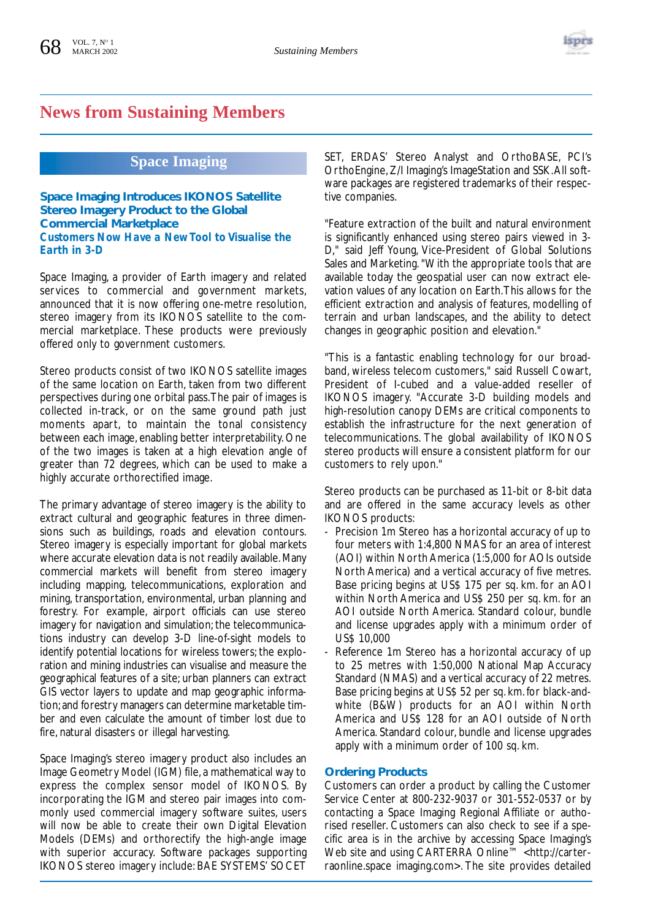# News from Sustaining Members

## Space Imaging

### Space Imaging Introduces IKONOS Satellite Stereo Imagery Product to the Global Commercial Marketplace

***Customers Now Have a New Tool to Visualise the Earth in 3-D***

Space Imaging, a provider of Earth imagery and related services to commercial and government markets, announced that it is now offering one-metre resolution, stereo imagery from its IKONOS satellite to the commercial marketplace. These products were previously offered only to government customers.

Stereo products consist of two IKONOS satellite images of the same location on Earth, taken from two different perspectives during one orbital pass. The pair of images is collected in-track, or on the same ground path just moments apart, to maintain the tonal consistency between each image, enabling better interpretability. One of the two images is taken at a high elevation angle of greater than 72 degrees, which can be used to make a highly accurate orthorectified image.

The primary advantage of stereo imagery is the ability to extract cultural and geographic features in three dimensions such as buildings, roads and elevation contours. Stereo imagery is especially important for global markets where accurate elevation data is not readily available. Many commercial markets will benefit from stereo imagery including mapping, telecommunications, exploration and mining, transportation, environmental, urban planning and forestry. For example, airport officials can use stereo imagery for navigation and simulation; the telecommunications industry can develop 3-D line-of-sight models to identify potential locations for wireless towers; the exploration and mining industries can visualise and measure the geographical features of a site; urban planners can extract GIS vector layers to update and map geographic information; and forestry managers can determine marketable timber and even calculate the amount of timber lost due to fire, natural disasters or illegal harvesting.

Space Imaging's stereo imagery product also includes an Image Geometry Model (IGM) file, a mathematical way to express the complex sensor model of IKONOS. By incorporating the IGM and stereo pair images into commonly used commercial imagery software suites, users will now be able to create their own Digital Elevation Models (DEMs) and orthorectify the high-angle image with superior accuracy. Software packages supporting IKONOS stereo imagery include: BAE SYSTEMS' SOCET SET, ERDAS' Stereo Analyst and OrthoBASE, PCI's OrthoEngine, Z/I Imaging's ImageStation and SSK. All software packages are registered trademarks of their respective companies.

"Feature extraction of the built and natural environment is significantly enhanced using stereo pairs viewed in 3-D," said Jeff Young, Vice-President of Global Solutions Sales and Marketing. "With the appropriate tools that are available today the geospatial user can now extract elevation values of any location on Earth. This allows for the efficient extraction and analysis of features, modelling of terrain and urban landscapes, and the ability to detect changes in geographic position and elevation."

"This is a fantastic enabling technology for our broadband, wireless telecom customers," said Russell Cowart, President of I-cubed and a value-added reseller of IKONOS imagery. "Accurate 3-D building models and high-resolution canopy DEMs are critical components to establish the infrastructure for the next generation of telecommunications. The global availability of IKONOS stereo products will ensure a consistent platform for our customers to rely upon."

Stereo products can be purchased as 11-bit or 8-bit data and are offered in the same accuracy levels as other IKONOS products:

- Precision 1m Stereo has a horizontal accuracy of up to four meters with 1:4,800 NMAS for an area of interest (AOI) within North America (1:5,000 for AOIs outside North America) and a vertical accuracy of five metres. Base pricing begins at US$ 175 per sq. km. for an AOI within North America and US$ 250 per sq. km. for an AOI outside North America. Standard colour, bundle and license upgrades apply with a minimum order of US$ 10,000
- Reference 1m Stereo has a horizontal accuracy of up to 25 metres with 1:50,000 National Map Accuracy Standard (NMAS) and a vertical accuracy of 22 metres. Base pricing begins at US$ 52 per sq. km. for black-and-white (B&W) products for an AOI within North America and US$ 128 for an AOI outside of North America. Standard colour, bundle and license upgrades apply with a minimum order of 100 sq. km.

### Ordering Products

Customers can order a product by calling the Customer Service Center at 800-232-9037 or 301-552-0537 or by contacting a Space Imaging Regional Affiliate or authorised reseller. Customers can also check to see if a specific area is in the archive by accessing Space Imaging's Web site and using CARTERRA Online™ <http://carterraonline.space imaging.com>. The site provides detailed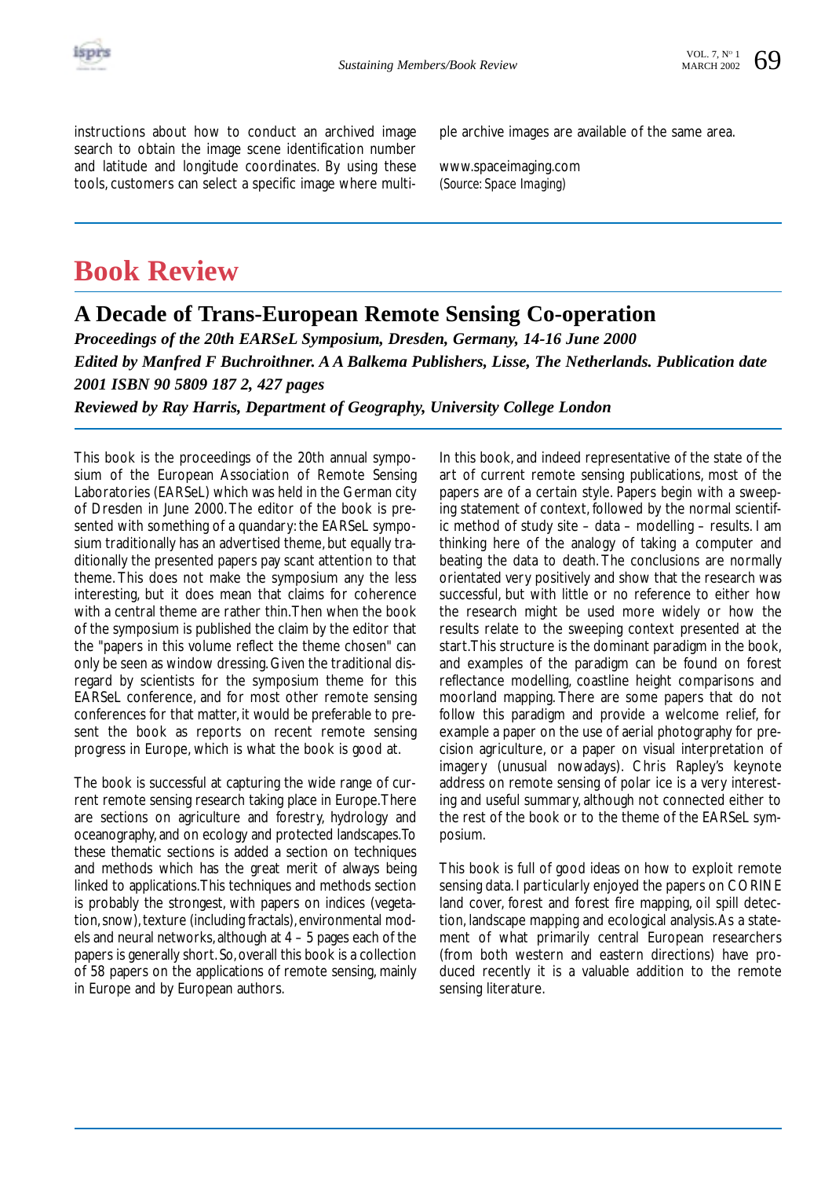instructions about how to conduct an archived image search to obtain the image scene identification number and latitude and longitude coordinates. By using these tools, customers can select a specific image where multiple archive images are available of the same area.

www.spaceimaging.com
(Source: Space Imaging)

# Book Review

## A Decade of Trans-European Remote Sensing Co-operation

***Proceedings of the 20th EARSeL Symposium, Dresden, Germany, 14-16 June 2000***

***Edited by Manfred F Buchroithner. A A Balkema Publishers, Lisse, The Netherlands. Publication date 2001 ISBN 90 5809 187 2, 427 pages***

***Reviewed by Ray Harris, Department of Geography, University College London***

This book is the proceedings of the 20th annual symposium of the European Association of Remote Sensing Laboratories (EARSeL) which was held in the German city of Dresden in June 2000. The editor of the book is presented with something of a quandary: the EARSeL symposium traditionally has an advertised theme, but equally traditionally the presented papers pay scant attention to that theme. This does not make the symposium any the less interesting, but it does mean that claims for coherence with a central theme are rather thin. Then when the book of the symposium is published the claim by the editor that the "papers in this volume reflect the theme chosen" can only be seen as window dressing. Given the traditional disregard by scientists for the symposium theme for this EARSeL conference, and for most other remote sensing conferences for that matter, it would be preferable to present the book as reports on recent remote sensing progress in Europe, which is what the book is good at.

The book is successful at capturing the wide range of current remote sensing research taking place in Europe. There are sections on agriculture and forestry, hydrology and oceanography, and on ecology and protected landscapes. To these thematic sections is added a section on techniques and methods which has the great merit of always being linked to applications. This techniques and methods section is probably the strongest, with papers on indices (vegetation, snow), texture (including fractals), environmental models and neural networks, although at 4 – 5 pages each of the papers is generally short. So, overall this book is a collection of 58 papers on the applications of remote sensing, mainly in Europe and by European authors.

In this book, and indeed representative of the state of the art of current remote sensing publications, most of the papers are of a certain style. Papers begin with a sweeping statement of context, followed by the normal scientific method of study site – data – modelling – results. I am thinking here of the analogy of taking a computer and beating the data to death. The conclusions are normally orientated very positively and show that the research was successful, but with little or no reference to either how the research might be used more widely or how the results relate to the sweeping context presented at the start. This structure is the dominant paradigm in the book, and examples of the paradigm can be found on forest reflectance modelling, coastline height comparisons and moorland mapping. There are some papers that do not follow this paradigm and provide a welcome relief, for example a paper on the use of aerial photography for precision agriculture, or a paper on visual interpretation of imagery (unusual nowadays). Chris Rapley's keynote address on remote sensing of polar ice is a very interesting and useful summary, although not connected either to the rest of the book or to the theme of the EARSeL symposium.

This book is full of good ideas on how to exploit remote sensing data. I particularly enjoyed the papers on CORINE land cover, forest and forest fire mapping, oil spill detection, landscape mapping and ecological analysis. As a statement of what primarily central European researchers (from both western and eastern directions) have produced recently it is a valuable addition to the remote sensing literature.